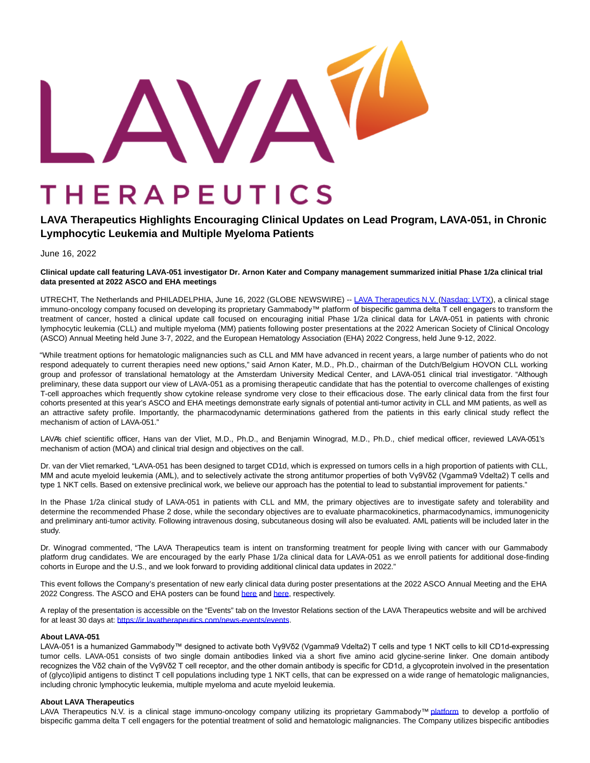# LAVA Therapeutics Highlights Encouraging Clinical Updates on Lead Program, LAVA-051, in Chronic Lymphocytic Leukemia and Multiple Myeloma Patients

June 16, 2022

**Clinical update call featuring LAVA-051 investigator Dr. Arnon Kater and Company management summarized initial Phase 1/2a clinical trial data presented at 2022 ASCO and EHA meetings**

UTRECHT, The Netherlands and PHILADELPHIA, June 16, 2022 (GLOBE NEWSWIRE) -- LAVA Therapeutics N.V. (Nasdaq: LVTX), a clinical stage immuno-oncology company focused on developing its proprietary Gammabody™ platform of bispecific gamma delta T cell engagers to transform the treatment of cancer, hosted a clinical update call focused on encouraging initial Phase 1/2a clinical data for LAVA-051 in patients with chronic lymphocytic leukemia (CLL) and multiple myeloma (MM) patients following poster presentations at the 2022 American Society of Clinical Oncology (ASCO) Annual Meeting held June 3-7, 2022, and the European Hematology Association (EHA) 2022 Congress, held June 9-12, 2022.

"While treatment options for hematologic malignancies such as CLL and MM have advanced in recent years, a large number of patients who do not respond adequately to current therapies need new options," said Arnon Kater, M.D., Ph.D., chairman of the Dutch/Belgium HOVON CLL working group and professor of translational hematology at the Amsterdam University Medical Center, and LAVA-051 clinical trial investigator. "Although preliminary, these data support our view of LAVA-051 as a promising therapeutic candidate that has the potential to overcome challenges of existing T-cell approaches which frequently show cytokine release syndrome very close to their efficacious dose. The early clinical data from the first four cohorts presented at this year's ASCO and EHA meetings demonstrate early signals of potential anti-tumor activity in CLL and MM patients, as well as an attractive safety profile. Importantly, the pharmacodynamic determinations gathered from the patients in this early clinical study reflect the mechanism of action of LAVA-051."

LAVA's chief scientific officer, Hans van der Vliet, M.D., Ph.D., and Benjamin Winograd, M.D., Ph.D., chief medical officer, reviewed LAVA-051's mechanism of action (MOA) and clinical trial design and objectives on the call.

Dr. van der Vliet remarked, "LAVA-051 has been designed to target CD1d, which is expressed on tumors cells in a high proportion of patients with CLL, MM and acute myeloid leukemia (AML), and to selectively activate the strong antitumor properties of both Vγ9Vδ2 (Vgamma9 Vdelta2) T cells and type 1 NKT cells. Based on extensive preclinical work, we believe our approach has the potential to lead to substantial improvement for patients."

In the Phase 1/2a clinical study of LAVA-051 in patients with CLL and MM, the primary objectives are to investigate safety and tolerability and determine the recommended Phase 2 dose, while the secondary objectives are to evaluate pharmacokinetics, pharmacodynamics, immunogenicity and preliminary anti-tumor activity. Following intravenous dosing, subcutaneous dosing will also be evaluated. AML patients will be included later in the study.

Dr. Winograd commented, "The LAVA Therapeutics team is intent on transforming treatment for people living with cancer with our Gammabody platform drug candidates. We are encouraged by the early Phase 1/2a clinical data for LAVA-051 as we enroll patients for additional dose-finding cohorts in Europe and the U.S., and we look forward to providing additional clinical data updates in 2022."

This event follows the Company's presentation of new early clinical data during poster presentations at the 2022 ASCO Annual Meeting and the EHA 2022 Congress. The ASCO and EHA posters can be found here and here, respectively.

A replay of the presentation is accessible on the "Events" tab on the Investor Relations section of the LAVA Therapeutics website and will be archived for at least 30 days at: https://ir.lavatherapeutics.com/news-events/events.

**About LAVA-051**

LAVA-051 is a humanized Gammabody™ designed to activate both Vγ9Vδ2 (Vgamma9 Vdelta2) T cells and type 1 NKT cells to kill CD1d-expressing tumor cells. LAVA-051 consists of two single domain antibodies linked via a short five amino acid glycine-serine linker. One domain antibody recognizes the Vδ2 chain of the Vγ9Vδ2 T cell receptor, and the other domain antibody is specific for CD1d, a glycoprotein involved in the presentation of (glyco)lipid antigens to distinct T cell populations including type 1 NKT cells, that can be expressed on a wide range of hematologic malignancies, including chronic lymphocytic leukemia, multiple myeloma and acute myeloid leukemia.

**About LAVA Therapeutics**

LAVA Therapeutics N.V. is a clinical stage immuno-oncology company utilizing its proprietary Gammabody™ platform to develop a portfolio of bispecific gamma delta T cell engagers for the potential treatment of solid and hematologic malignancies. The Company utilizes bispecific antibodies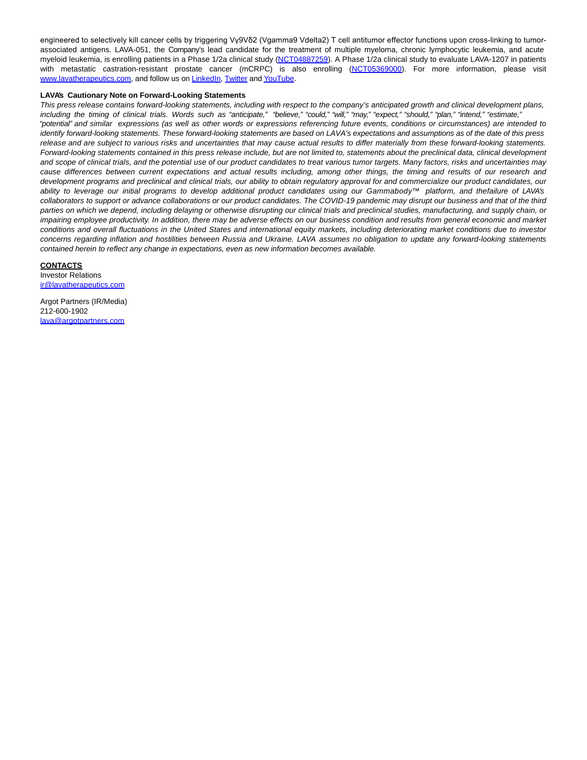engineered to selectively kill cancer cells by triggering Vγ9Vδ2 (Vgamma9 Vdelta2) T cell antitumor effector functions upon cross-linking to tumor-associated antigens. LAVA-051, the Company's lead candidate for the treatment of multiple myeloma, chronic lymphocytic leukemia, and acute myeloid leukemia, is enrolling patients in a Phase 1/2a clinical study (NCT04887259). A Phase 1/2a clinical study to evaluate LAVA-1207 in patients with metastatic castration-resistant prostate cancer (mCRPC) is also enrolling (NCT05369000). For more information, please visit www.lavatherapeutics.com, and follow us on LinkedIn, Twitter and YouTube.

**LAVA's Cautionary Note on Forward-Looking Statements**

*This press release contains forward-looking statements, including with respect to the company's anticipated growth and clinical development plans, including the timing of clinical trials. Words such as "anticipate," "believe," "could," "will," "may," "expect," "should," "plan," "intend," "estimate," "potential" and similar expressions (as well as other words or expressions referencing future events, conditions or circumstances) are intended to identify forward-looking statements. These forward-looking statements are based on LAVA's expectations and assumptions as of the date of this press release and are subject to various risks and uncertainties that may cause actual results to differ materially from these forward-looking statements. Forward-looking statements contained in this press release include, but are not limited to, statements about the preclinical data, clinical development and scope of clinical trials, and the potential use of our product candidates to treat various tumor targets. Many factors, risks and uncertainties may cause differences between current expectations and actual results including, among other things, the timing and results of our research and development programs and preclinical and clinical trials, our ability to obtain regulatory approval for and commercialize our product candidates, our ability to leverage our initial programs to develop additional product candidates using our Gammabody™ platform, and thefailure of LAVA's collaborators to support or advance collaborations or our product candidates. The COVID-19 pandemic may disrupt our business and that of the third parties on which we depend, including delaying or otherwise disrupting our clinical trials and preclinical studies, manufacturing, and supply chain, or impairing employee productivity. In addition, there may be adverse effects on our business condition and results from general economic and market conditions and overall fluctuations in the United States and international equity markets, including deteriorating market conditions due to investor concerns regarding inflation and hostilities between Russia and Ukraine. LAVA assumes no obligation to update any forward-looking statements contained herein to reflect any change in expectations, even as new information becomes available.*

**CONTACTS**

Investor Relations
ir@lavatherapeutics.com

Argot Partners (IR/Media)
212-600-1902
lava@argotpartners.com